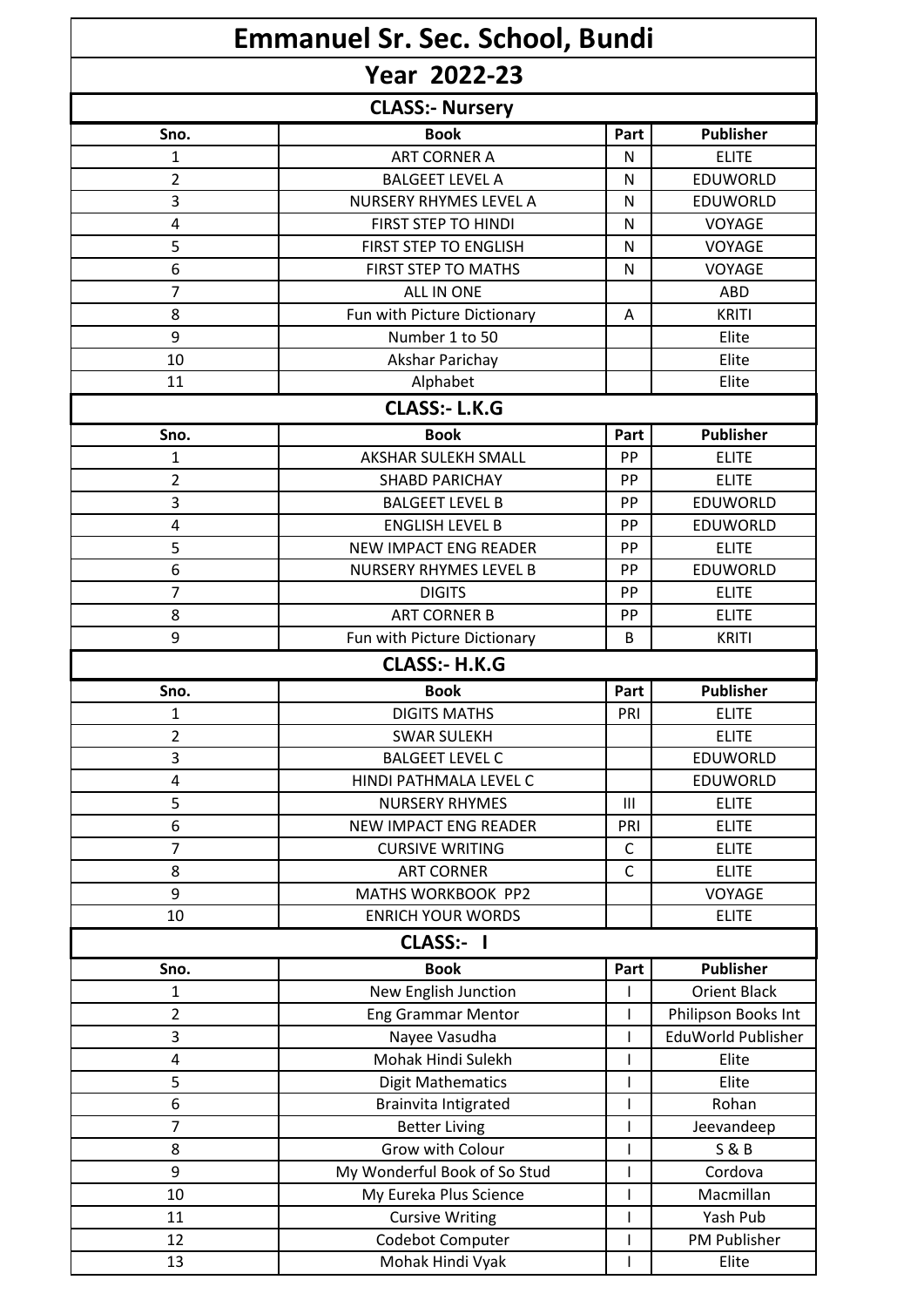# Emmanuel Sr. Sec. School, Bundi

## Year 2022-23

### CLASS:- Nursery

| Sno. | Book | Part | Publisher |
|---|---|---|---|
| 1 | ART CORNER A | N | ELITE |
| 2 | BALGEET LEVEL A | N | EDUWORLD |
| 3 | NURSERY RHYMES LEVEL A | N | EDUWORLD |
| 4 | FIRST STEP TO HINDI | N | VOYAGE |
| 5 | FIRST STEP TO ENGLISH | N | VOYAGE |
| 6 | FIRST STEP TO MATHS | N | VOYAGE |
| 7 | ALL IN ONE | | ABD |
| 8 | Fun with Picture Dictionary | A | KRITI |
| 9 | Number 1 to 50 | | Elite |
| 10 | Akshar Parichay | | Elite |
| 11 | Alphabet | | Elite |

### CLASS:- L.K.G

| Sno. | Book | Part | Publisher |
|---|---|---|---|
| 1 | AKSHAR SULEKH SMALL | PP | ELITE |
| 2 | SHABD PARICHAY | PP | ELITE |
| 3 | BALGEET LEVEL B | PP | EDUWORLD |
| 4 | ENGLISH LEVEL B | PP | EDUWORLD |
| 5 | NEW IMPACT ENG READER | PP | ELITE |
| 6 | NURSERY RHYMES LEVEL B | PP | EDUWORLD |
| 7 | DIGITS | PP | ELITE |
| 8 | ART CORNER B | PP | ELITE |
| 9 | Fun with Picture Dictionary | B | KRITI |

### CLASS:- H.K.G

| Sno. | Book | Part | Publisher |
|---|---|---|---|
| 1 | DIGITS MATHS | PRI | ELITE |
| 2 | SWAR SULEKH | | ELITE |
| 3 | BALGEET LEVEL C | | EDUWORLD |
| 4 | HINDI PATHMALA LEVEL C | | EDUWORLD |
| 5 | NURSERY RHYMES | III | ELITE |
| 6 | NEW IMPACT ENG READER | PRI | ELITE |
| 7 | CURSIVE WRITING | C | ELITE |
| 8 | ART CORNER | C | ELITE |
| 9 | MATHS WORKBOOK PP2 | | VOYAGE |
| 10 | ENRICH YOUR WORDS | | ELITE |

### CLASS:- I

| Sno. | Book | Part | Publisher |
|---|---|---|---|
| 1 | New English Junction | I | Orient Black |
| 2 | Eng Grammar Mentor | I | Philipson Books Int |
| 3 | Nayee Vasudha | I | EduWorld Publisher |
| 4 | Mohak Hindi Sulekh | I | Elite |
| 5 | Digit Mathematics | I | Elite |
| 6 | Brainvita Intigrated | I | Rohan |
| 7 | Better Living | I | Jeevandeep |
| 8 | Grow with Colour | I | S & B |
| 9 | My Wonderful Book of So Stud | I | Cordova |
| 10 | My Eureka Plus Science | I | Macmillan |
| 11 | Cursive Writing | I | Yash Pub |
| 12 | Codebot Computer | I | PM Publisher |
| 13 | Mohak Hindi Vyak | I | Elite |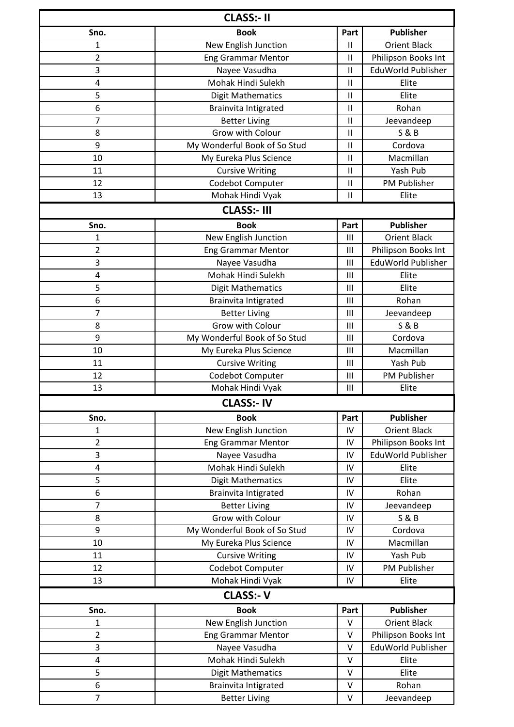## CLASS:- II

| Sno. | Book | Part | Publisher |
|---|---|---|---|
| 1 | New English Junction | II | Orient Black |
| 2 | Eng Grammar Mentor | II | Philipson Books Int |
| 3 | Nayee Vasudha | II | EduWorld Publisher |
| 4 | Mohak Hindi Sulekh | II | Elite |
| 5 | Digit Mathematics | II | Elite |
| 6 | Brainvita Intigrated | II | Rohan |
| 7 | Better Living | II | Jeevandeep |
| 8 | Grow with Colour | II | S & B |
| 9 | My Wonderful Book of So Stud | II | Cordova |
| 10 | My Eureka Plus Science | II | Macmillan |
| 11 | Cursive Writing | II | Yash Pub |
| 12 | Codebot Computer | II | PM Publisher |
| 13 | Mohak Hindi Vyak | II | Elite |

## CLASS:- III

| Sno. | Book | Part | Publisher |
|---|---|---|---|
| 1 | New English Junction | III | Orient Black |
| 2 | Eng Grammar Mentor | III | Philipson Books Int |
| 3 | Nayee Vasudha | III | EduWorld Publisher |
| 4 | Mohak Hindi Sulekh | III | Elite |
| 5 | Digit Mathematics | III | Elite |
| 6 | Brainvita Intigrated | III | Rohan |
| 7 | Better Living | III | Jeevandeep |
| 8 | Grow with Colour | III | S & B |
| 9 | My Wonderful Book of So Stud | III | Cordova |
| 10 | My Eureka Plus Science | III | Macmillan |
| 11 | Cursive Writing | III | Yash Pub |
| 12 | Codebot Computer | III | PM Publisher |
| 13 | Mohak Hindi Vyak | III | Elite |

## CLASS:- IV

| Sno. | Book | Part | Publisher |
|---|---|---|---|
| 1 | New English Junction | IV | Orient Black |
| 2 | Eng Grammar Mentor | IV | Philipson Books Int |
| 3 | Nayee Vasudha | IV | EduWorld Publisher |
| 4 | Mohak Hindi Sulekh | IV | Elite |
| 5 | Digit Mathematics | IV | Elite |
| 6 | Brainvita Intigrated | IV | Rohan |
| 7 | Better Living | IV | Jeevandeep |
| 8 | Grow with Colour | IV | S & B |
| 9 | My Wonderful Book of So Stud | IV | Cordova |
| 10 | My Eureka Plus Science | IV | Macmillan |
| 11 | Cursive Writing | IV | Yash Pub |
| 12 | Codebot Computer | IV | PM Publisher |
| 13 | Mohak Hindi Vyak | IV | Elite |

## CLASS:- V

| Sno. | Book | Part | Publisher |
|---|---|---|---|
| 1 | New English Junction | V | Orient Black |
| 2 | Eng Grammar Mentor | V | Philipson Books Int |
| 3 | Nayee Vasudha | V | EduWorld Publisher |
| 4 | Mohak Hindi Sulekh | V | Elite |
| 5 | Digit Mathematics | V | Elite |
| 6 | Brainvita Intigrated | V | Rohan |
| 7 | Better Living | V | Jeevandeep |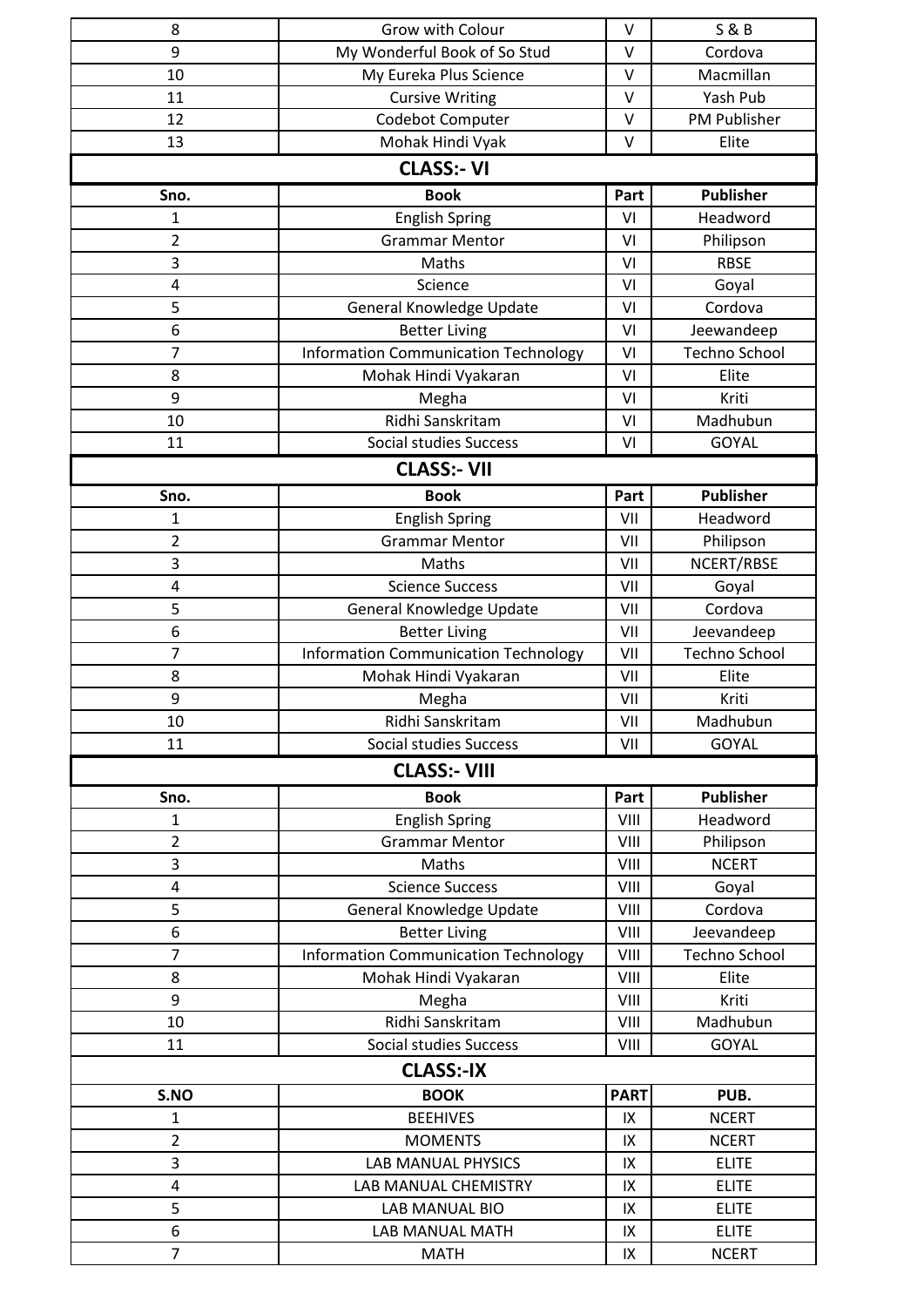| | | | |
|---|---|---|---|
| 8 | Grow with Colour | V | S & B |
| 9 | My Wonderful Book of So Stud | V | Cordova |
| 10 | My Eureka Plus Science | V | Macmillan |
| 11 | Cursive Writing | V | Yash Pub |
| 12 | Codebot Computer | V | PM Publisher |
| 13 | Mohak Hindi Vyak | V | Elite |

## CLASS:- VI

| Sno. | Book | Part | Publisher |
|---|---|---|---|
| 1 | English Spring | VI | Headword |
| 2 | Grammar Mentor | VI | Philipson |
| 3 | Maths | VI | RBSE |
| 4 | Science | VI | Goyal |
| 5 | General Knowledge Update | VI | Cordova |
| 6 | Better Living | VI | Jeewandeep |
| 7 | Information Communication Technology | VI | Techno School |
| 8 | Mohak Hindi Vyakaran | VI | Elite |
| 9 | Megha | VI | Kriti |
| 10 | Ridhi Sanskritam | VI | Madhubun |
| 11 | Social studies Success | VI | GOYAL |

## CLASS:- VII

| Sno. | Book | Part | Publisher |
|---|---|---|---|
| 1 | English Spring | VII | Headword |
| 2 | Grammar Mentor | VII | Philipson |
| 3 | Maths | VII | NCERT/RBSE |
| 4 | Science Success | VII | Goyal |
| 5 | General Knowledge Update | VII | Cordova |
| 6 | Better Living | VII | Jeevandeep |
| 7 | Information Communication Technology | VII | Techno School |
| 8 | Mohak Hindi Vyakaran | VII | Elite |
| 9 | Megha | VII | Kriti |
| 10 | Ridhi Sanskritam | VII | Madhubun |
| 11 | Social studies Success | VII | GOYAL |

## CLASS:- VIII

| Sno. | Book | Part | Publisher |
|---|---|---|---|
| 1 | English Spring | VIII | Headword |
| 2 | Grammar Mentor | VIII | Philipson |
| 3 | Maths | VIII | NCERT |
| 4 | Science Success | VIII | Goyal |
| 5 | General Knowledge Update | VIII | Cordova |
| 6 | Better Living | VIII | Jeevandeep |
| 7 | Information Communication Technology | VIII | Techno School |
| 8 | Mohak Hindi Vyakaran | VIII | Elite |
| 9 | Megha | VIII | Kriti |
| 10 | Ridhi Sanskritam | VIII | Madhubun |
| 11 | Social studies Success | VIII | GOYAL |

## CLASS:-IX

| S.NO | BOOK | PART | PUB. |
|---|---|---|---|
| 1 | BEEHIVES | IX | NCERT |
| 2 | MOMENTS | IX | NCERT |
| 3 | LAB MANUAL PHYSICS | IX | ELITE |
| 4 | LAB MANUAL CHEMISTRY | IX | ELITE |
| 5 | LAB MANUAL BIO | IX | ELITE |
| 6 | LAB MANUAL MATH | IX | ELITE |
| 7 | MATH | IX | NCERT |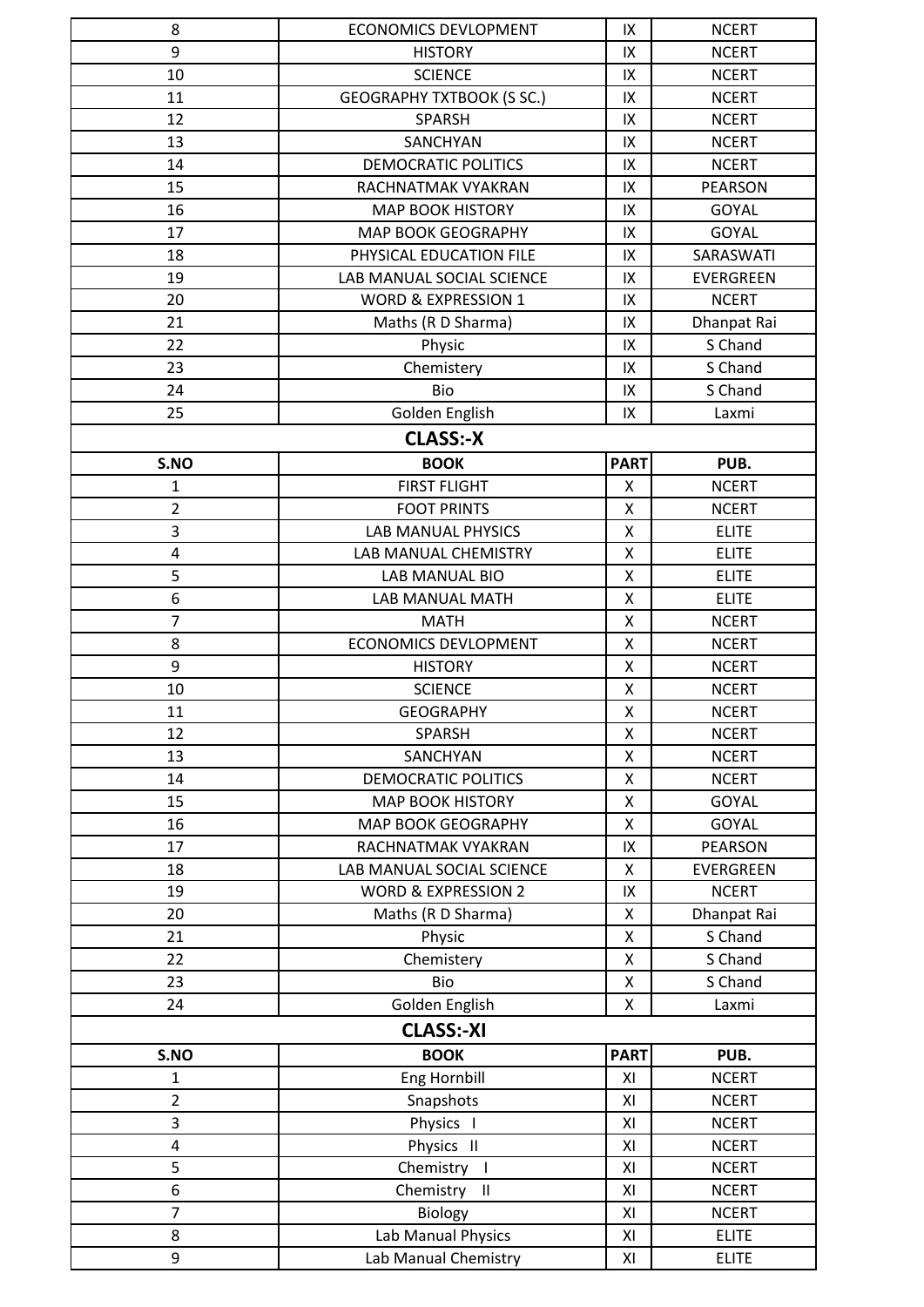| | | | |
|---|---|---|---|
| 8 | ECONOMICS DEVLOPMENT | IX | NCERT |
| 9 | HISTORY | IX | NCERT |
| 10 | SCIENCE | IX | NCERT |
| 11 | GEOGRAPHY TXTBOOK (S SC.) | IX | NCERT |
| 12 | SPARSH | IX | NCERT |
| 13 | SANCHYAN | IX | NCERT |
| 14 | DEMOCRATIC POLITICS | IX | NCERT |
| 15 | RACHNATMAK VYAKRAN | IX | PEARSON |
| 16 | MAP BOOK HISTORY | IX | GOYAL |
| 17 | MAP BOOK GEOGRAPHY | IX | GOYAL |
| 18 | PHYSICAL EDUCATION FILE | IX | SARASWATI |
| 19 | LAB MANUAL SOCIAL SCIENCE | IX | EVERGREEN |
| 20 | WORD & EXPRESSION 1 | IX | NCERT |
| 21 | Maths (R D Sharma) | IX | Dhanpat Rai |
| 22 | Physic | IX | S Chand |
| 23 | Chemistery | IX | S Chand |
| 24 | Bio | IX | S Chand |
| 25 | Golden English | IX | Laxmi |

## CLASS:-X

| S.NO | BOOK | PART | PUB. |
|---|---|---|---|
| 1 | FIRST FLIGHT | X | NCERT |
| 2 | FOOT PRINTS | X | NCERT |
| 3 | LAB MANUAL PHYSICS | X | ELITE |
| 4 | LAB MANUAL CHEMISTRY | X | ELITE |
| 5 | LAB MANUAL BIO | X | ELITE |
| 6 | LAB MANUAL MATH | X | ELITE |
| 7 | MATH | X | NCERT |
| 8 | ECONOMICS DEVLOPMENT | X | NCERT |
| 9 | HISTORY | X | NCERT |
| 10 | SCIENCE | X | NCERT |
| 11 | GEOGRAPHY | X | NCERT |
| 12 | SPARSH | X | NCERT |
| 13 | SANCHYAN | X | NCERT |
| 14 | DEMOCRATIC POLITICS | X | NCERT |
| 15 | MAP BOOK HISTORY | X | GOYAL |
| 16 | MAP BOOK GEOGRAPHY | X | GOYAL |
| 17 | RACHNATMAK VYAKRAN | IX | PEARSON |
| 18 | LAB MANUAL SOCIAL SCIENCE | X | EVERGREEN |
| 19 | WORD & EXPRESSION 2 | IX | NCERT |
| 20 | Maths (R D Sharma) | X | Dhanpat Rai |
| 21 | Physic | X | S Chand |
| 22 | Chemistery | X | S Chand |
| 23 | Bio | X | S Chand |
| 24 | Golden English | X | Laxmi |

## CLASS:-XI

| S.NO | BOOK | PART | PUB. |
|---|---|---|---|
| 1 | Eng Hornbill | XI | NCERT |
| 2 | Snapshots | XI | NCERT |
| 3 | Physics I | XI | NCERT |
| 4 | Physics II | XI | NCERT |
| 5 | Chemistry I | XI | NCERT |
| 6 | Chemistry II | XI | NCERT |
| 7 | Biology | XI | NCERT |
| 8 | Lab Manual Physics | XI | ELITE |
| 9 | Lab Manual Chemistry | XI | ELITE |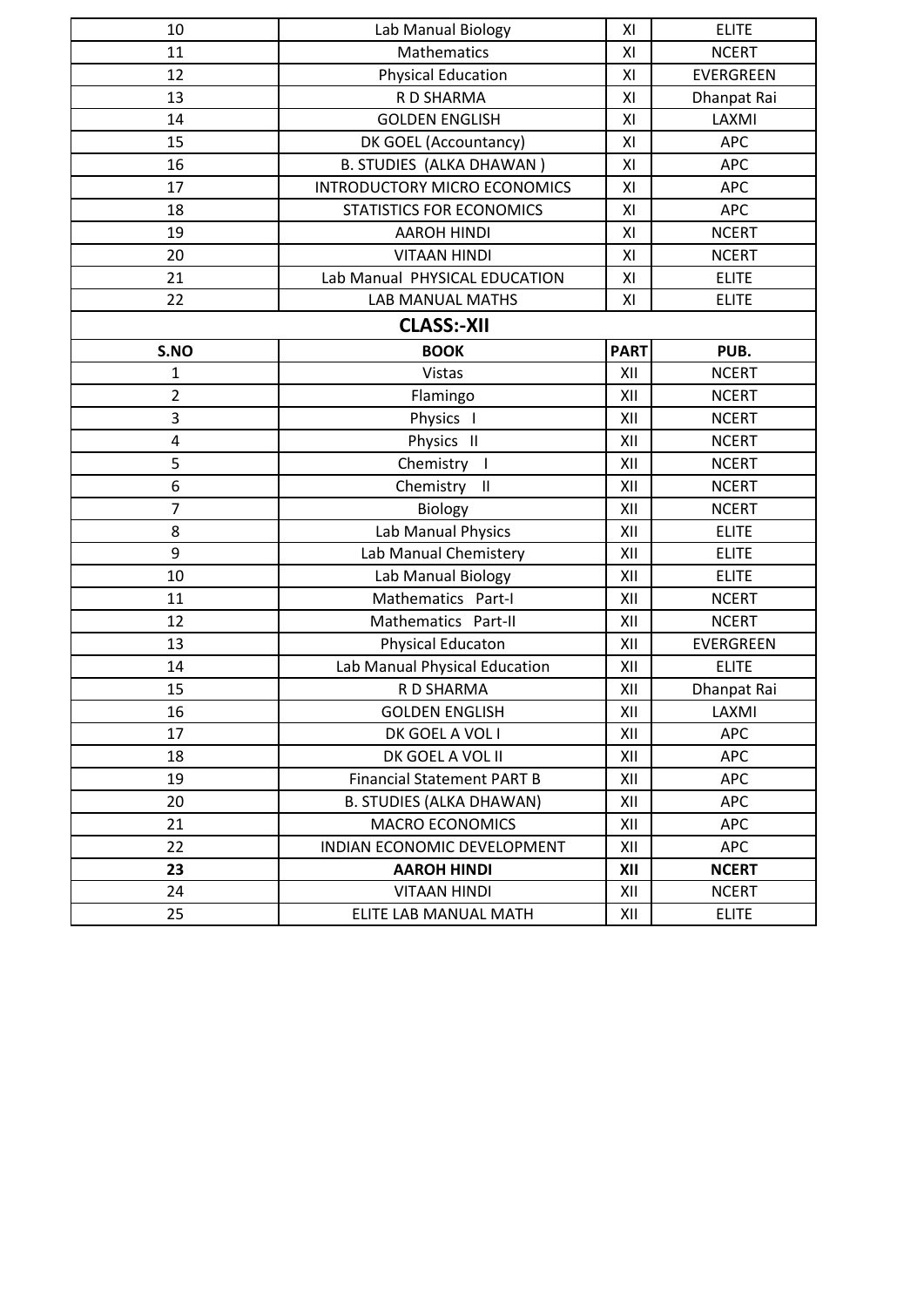| | | | |
|---|---|---|---|
| 10 | Lab Manual Biology | XI | ELITE |
| 11 | Mathematics | XI | NCERT |
| 12 | Physical Education | XI | EVERGREEN |
| 13 | R D SHARMA | XI | Dhanpat Rai |
| 14 | GOLDEN ENGLISH | XI | LAXMI |
| 15 | DK GOEL (Accountancy) | XI | APC |
| 16 | B. STUDIES (ALKA DHAWAN ) | XI | APC |
| 17 | INTRODUCTORY MICRO ECONOMICS | XI | APC |
| 18 | STATISTICS FOR ECONOMICS | XI | APC |
| 19 | AAROH HINDI | XI | NCERT |
| 20 | VITAAN HINDI | XI | NCERT |
| 21 | Lab Manual PHYSICAL EDUCATION | XI | ELITE |
| 22 | LAB MANUAL MATHS | XI | ELITE |

## CLASS:-XII

| S.NO | BOOK | PART | PUB. |
|---|---|---|---|
| 1 | Vistas | XII | NCERT |
| 2 | Flamingo | XII | NCERT |
| 3 | Physics I | XII | NCERT |
| 4 | Physics II | XII | NCERT |
| 5 | Chemistry I | XII | NCERT |
| 6 | Chemistry II | XII | NCERT |
| 7 | Biology | XII | NCERT |
| 8 | Lab Manual Physics | XII | ELITE |
| 9 | Lab Manual Chemistery | XII | ELITE |
| 10 | Lab Manual Biology | XII | ELITE |
| 11 | Mathematics Part-I | XII | NCERT |
| 12 | Mathematics Part-II | XII | NCERT |
| 13 | Physical Educaton | XII | EVERGREEN |
| 14 | Lab Manual Physical Education | XII | ELITE |
| 15 | R D SHARMA | XII | Dhanpat Rai |
| 16 | GOLDEN ENGLISH | XII | LAXMI |
| 17 | DK GOEL A VOL I | XII | APC |
| 18 | DK GOEL A VOL II | XII | APC |
| 19 | Financial Statement PART B | XII | APC |
| 20 | B. STUDIES (ALKA DHAWAN) | XII | APC |
| 21 | MACRO ECONOMICS | XII | APC |
| 22 | INDIAN ECONOMIC DEVELOPMENT | XII | APC |
| **23** | **AAROH HINDI** | **XII** | **NCERT** |
| 24 | VITAAN HINDI | XII | NCERT |
| 25 | ELITE LAB MANUAL MATH | XII | ELITE |